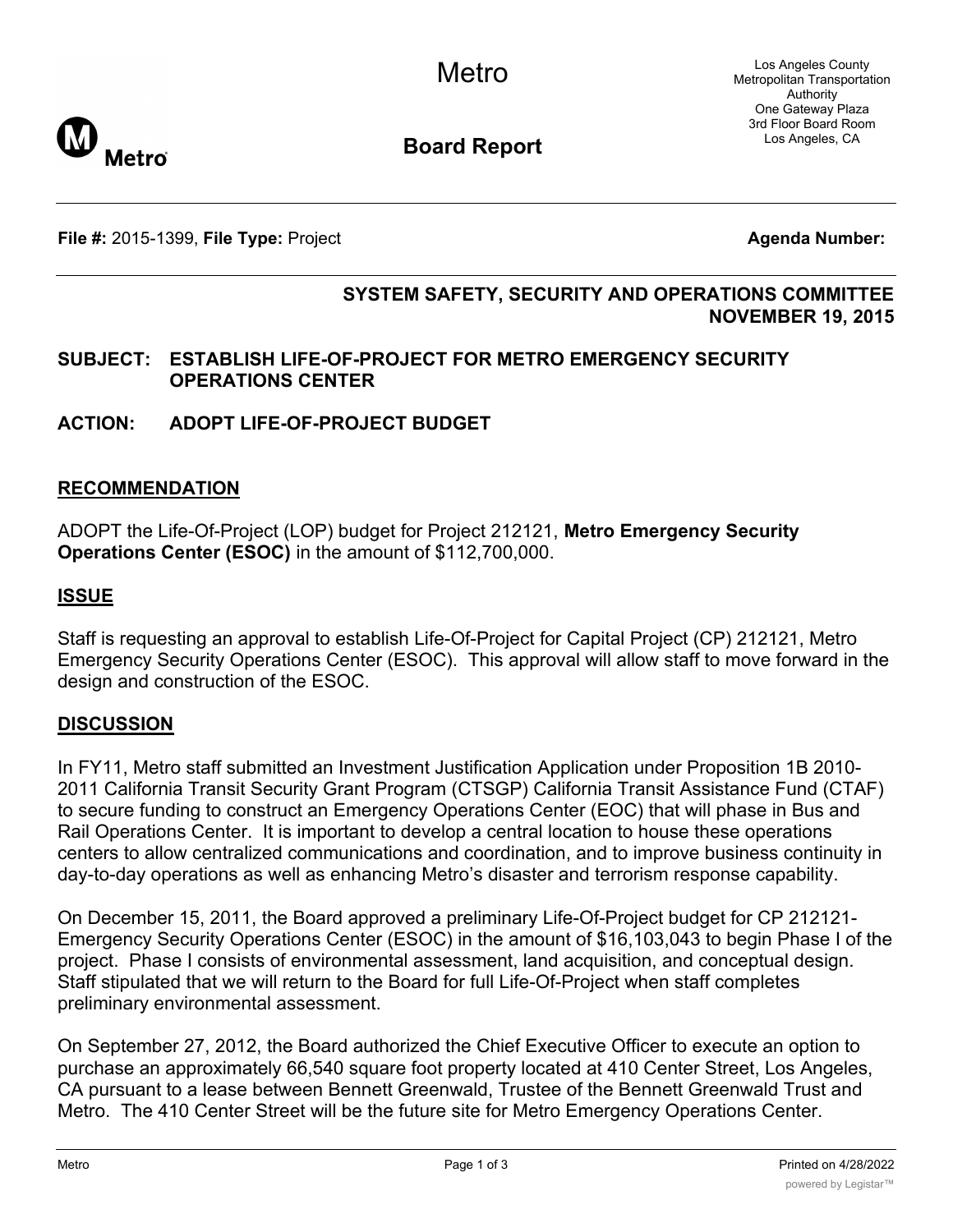Metro

Los Angeles County Metropolitan Transportation Authority
One Gateway Plaza
3rd Floor Board Room
Los Angeles, CA

**Board Report**

**File #:** 2015-1399, **File Type:** Project **Agenda Number:**

**SYSTEM SAFETY, SECURITY AND OPERATIONS COMMITTEE NOVEMBER 19, 2015**

**SUBJECT: ESTABLISH LIFE-OF-PROJECT FOR METRO EMERGENCY SECURITY OPERATIONS CENTER**

**ACTION: ADOPT LIFE-OF-PROJECT BUDGET**

## RECOMMENDATION

ADOPT the Life-Of-Project (LOP) budget for Project 212121, **Metro Emergency Security Operations Center (ESOC)** in the amount of $112,700,000.

## ISSUE

Staff is requesting an approval to establish Life-Of-Project for Capital Project (CP) 212121, Metro Emergency Security Operations Center (ESOC). This approval will allow staff to move forward in the design and construction of the ESOC.

## DISCUSSION

In FY11, Metro staff submitted an Investment Justification Application under Proposition 1B 2010-2011 California Transit Security Grant Program (CTSGP) California Transit Assistance Fund (CTAF) to secure funding to construct an Emergency Operations Center (EOC) that will phase in Bus and Rail Operations Center. It is important to develop a central location to house these operations centers to allow centralized communications and coordination, and to improve business continuity in day-to-day operations as well as enhancing Metro's disaster and terrorism response capability.

On December 15, 2011, the Board approved a preliminary Life-Of-Project budget for CP 212121-Emergency Security Operations Center (ESOC) in the amount of $16,103,043 to begin Phase I of the project. Phase I consists of environmental assessment, land acquisition, and conceptual design. Staff stipulated that we will return to the Board for full Life-Of-Project when staff completes preliminary environmental assessment.

On September 27, 2012, the Board authorized the Chief Executive Officer to execute an option to purchase an approximately 66,540 square foot property located at 410 Center Street, Los Angeles, CA pursuant to a lease between Bennett Greenwald, Trustee of the Bennett Greenwald Trust and Metro. The 410 Center Street will be the future site for Metro Emergency Operations Center.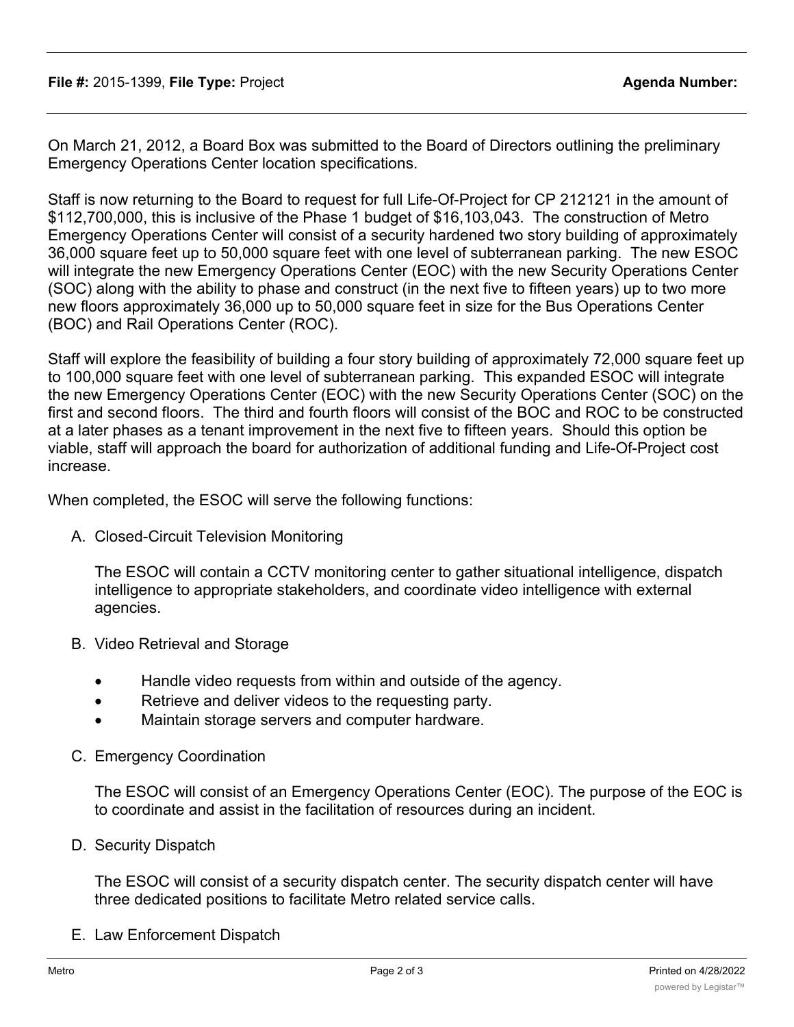On March 21, 2012, a Board Box was submitted to the Board of Directors outlining the preliminary Emergency Operations Center location specifications.

Staff is now returning to the Board to request for full Life-Of-Project for CP 212121 in the amount of $112,700,000, this is inclusive of the Phase 1 budget of $16,103,043. The construction of Metro Emergency Operations Center will consist of a security hardened two story building of approximately 36,000 square feet up to 50,000 square feet with one level of subterranean parking. The new ESOC will integrate the new Emergency Operations Center (EOC) with the new Security Operations Center (SOC) along with the ability to phase and construct (in the next five to fifteen years) up to two more new floors approximately 36,000 up to 50,000 square feet in size for the Bus Operations Center (BOC) and Rail Operations Center (ROC).

Staff will explore the feasibility of building a four story building of approximately 72,000 square feet up to 100,000 square feet with one level of subterranean parking. This expanded ESOC will integrate the new Emergency Operations Center (EOC) with the new Security Operations Center (SOC) on the first and second floors. The third and fourth floors will consist of the BOC and ROC to be constructed at a later phases as a tenant improvement in the next five to fifteen years. Should this option be viable, staff will approach the board for authorization of additional funding and Life-Of-Project cost increase.

When completed, the ESOC will serve the following functions:

A. Closed-Circuit Television Monitoring

   The ESOC will contain a CCTV monitoring center to gather situational intelligence, dispatch intelligence to appropriate stakeholders, and coordinate video intelligence with external agencies.

B. Video Retrieval and Storage

   - Handle video requests from within and outside of the agency.
   - Retrieve and deliver videos to the requesting party.
   - Maintain storage servers and computer hardware.

C. Emergency Coordination

   The ESOC will consist of an Emergency Operations Center (EOC). The purpose of the EOC is to coordinate and assist in the facilitation of resources during an incident.

D. Security Dispatch

   The ESOC will consist of a security dispatch center. The security dispatch center will have three dedicated positions to facilitate Metro related service calls.

E. Law Enforcement Dispatch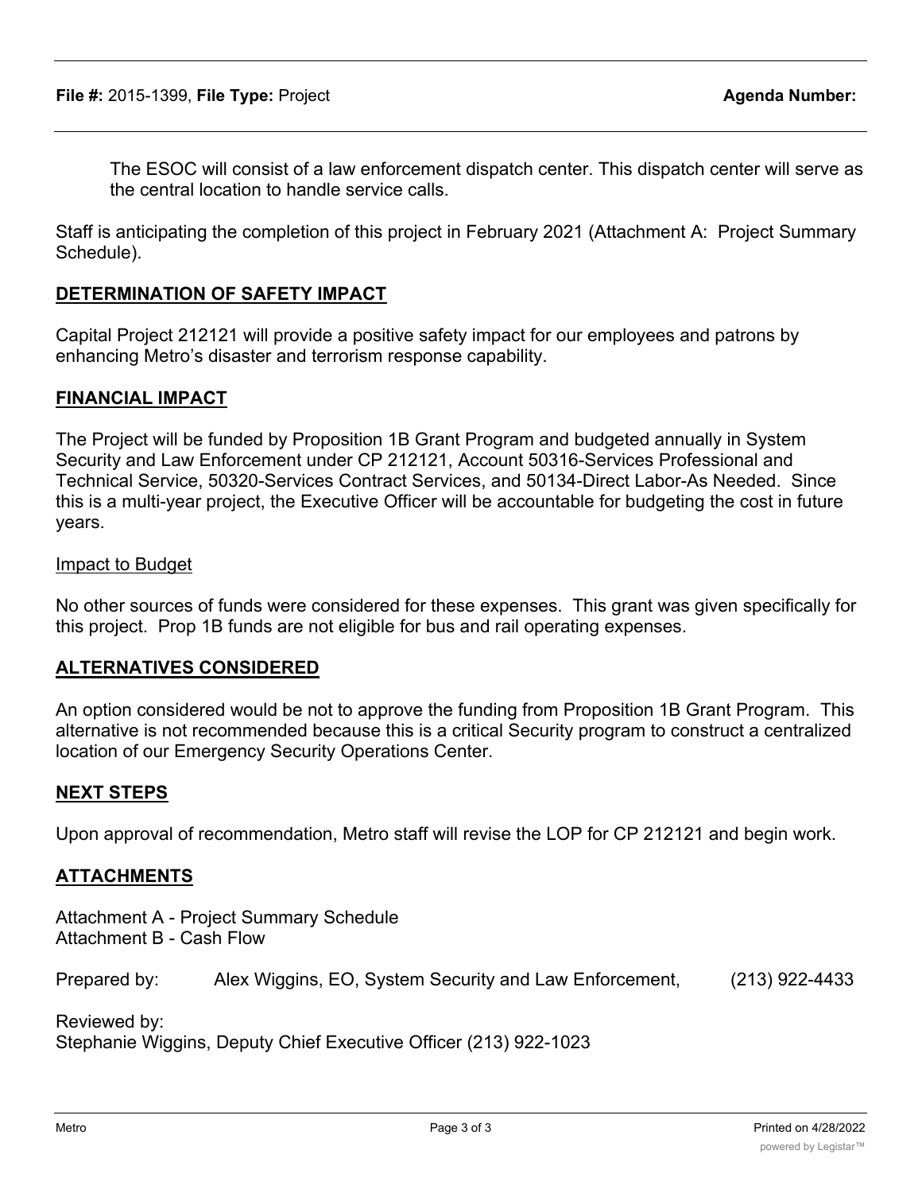The ESOC will consist of a law enforcement dispatch center. This dispatch center will serve as the central location to handle service calls.

Staff is anticipating the completion of this project in February 2021 (Attachment A: Project Summary Schedule).

## DETERMINATION OF SAFETY IMPACT

Capital Project 212121 will provide a positive safety impact for our employees and patrons by enhancing Metro's disaster and terrorism response capability.

## FINANCIAL IMPACT

The Project will be funded by Proposition 1B Grant Program and budgeted annually in System Security and Law Enforcement under CP 212121, Account 50316-Services Professional and Technical Service, 50320-Services Contract Services, and 50134-Direct Labor-As Needed. Since this is a multi-year project, the Executive Officer will be accountable for budgeting the cost in future years.

### Impact to Budget

No other sources of funds were considered for these expenses. This grant was given specifically for this project. Prop 1B funds are not eligible for bus and rail operating expenses.

## ALTERNATIVES CONSIDERED

An option considered would be not to approve the funding from Proposition 1B Grant Program. This alternative is not recommended because this is a critical Security program to construct a centralized location of our Emergency Security Operations Center.

## NEXT STEPS

Upon approval of recommendation, Metro staff will revise the LOP for CP 212121 and begin work.

## ATTACHMENTS

Attachment A - Project Summary Schedule
Attachment B - Cash Flow

Prepared by: Alex Wiggins, EO, System Security and Law Enforcement, (213) 922-4433

Reviewed by:
Stephanie Wiggins, Deputy Chief Executive Officer (213) 922-1023